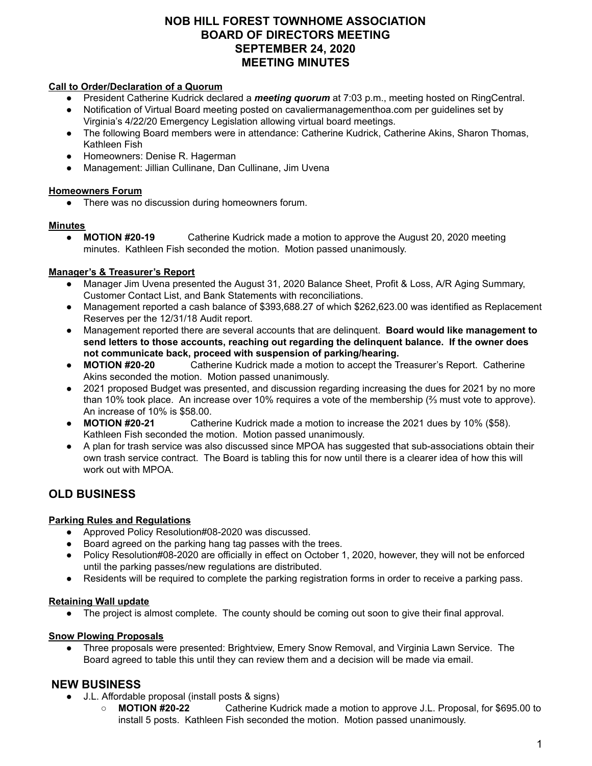# NOB HILL FOREST TOWNHOME ASSOCIATION
# BOARD OF DIRECTORS MEETING
# SEPTEMBER 24, 2020
# MEETING MINUTES

**Call to Order/Declaration of a Quorum**

- President Catherine Kudrick declared a ***meeting quorum*** at 7:03 p.m., meeting hosted on RingCentral.
- Notification of Virtual Board meeting posted on cavaliermanagementhoa.com per guidelines set by Virginia's 4/22/20 Emergency Legislation allowing virtual board meetings.
- The following Board members were in attendance: Catherine Kudrick, Catherine Akins, Sharon Thomas, Kathleen Fish
- Homeowners: Denise R. Hagerman
- Management: Jillian Cullinane, Dan Cullinane, Jim Uvena

**Homeowners Forum**

- There was no discussion during homeowners forum.

**Minutes**

- **MOTION #20-19** Catherine Kudrick made a motion to approve the August 20, 2020 meeting minutes. Kathleen Fish seconded the motion. Motion passed unanimously.

**Manager's & Treasurer's Report**

- Manager Jim Uvena presented the August 31, 2020 Balance Sheet, Profit & Loss, A/R Aging Summary, Customer Contact List, and Bank Statements with reconciliations.
- Management reported a cash balance of $393,688.27 of which $262,623.00 was identified as Replacement Reserves per the 12/31/18 Audit report.
- Management reported there are several accounts that are delinquent. **Board would like management to send letters to those accounts, reaching out regarding the delinquent balance. If the owner does not communicate back, proceed with suspension of parking/hearing.**
- **MOTION #20-20** Catherine Kudrick made a motion to accept the Treasurer's Report. Catherine Akins seconded the motion. Motion passed unanimously.
- 2021 proposed Budget was presented, and discussion regarding increasing the dues for 2021 by no more than 10% took place. An increase over 10% requires a vote of the membership (⅔ must vote to approve). An increase of 10% is $58.00.
- **MOTION #20-21** Catherine Kudrick made a motion to increase the 2021 dues by 10% ($58). Kathleen Fish seconded the motion. Motion passed unanimously.
- A plan for trash service was also discussed since MPOA has suggested that sub-associations obtain their own trash service contract. The Board is tabling this for now until there is a clearer idea of how this will work out with MPOA.

## OLD BUSINESS

**Parking Rules and Regulations**

- Approved Policy Resolution#08-2020 was discussed.
- Board agreed on the parking hang tag passes with the trees.
- Policy Resolution#08-2020 are officially in effect on October 1, 2020, however, they will not be enforced until the parking passes/new regulations are distributed.
- Residents will be required to complete the parking registration forms in order to receive a parking pass.

**Retaining Wall update**

- The project is almost complete. The county should be coming out soon to give their final approval.

**Snow Plowing Proposals**

- Three proposals were presented: Brightview, Emery Snow Removal, and Virginia Lawn Service. The Board agreed to table this until they can review them and a decision will be made via email.

## NEW BUSINESS

- J.L. Affordable proposal (install posts & signs)
  - **MOTION #20-22** Catherine Kudrick made a motion to approve J.L. Proposal, for $695.00 to install 5 posts. Kathleen Fish seconded the motion. Motion passed unanimously.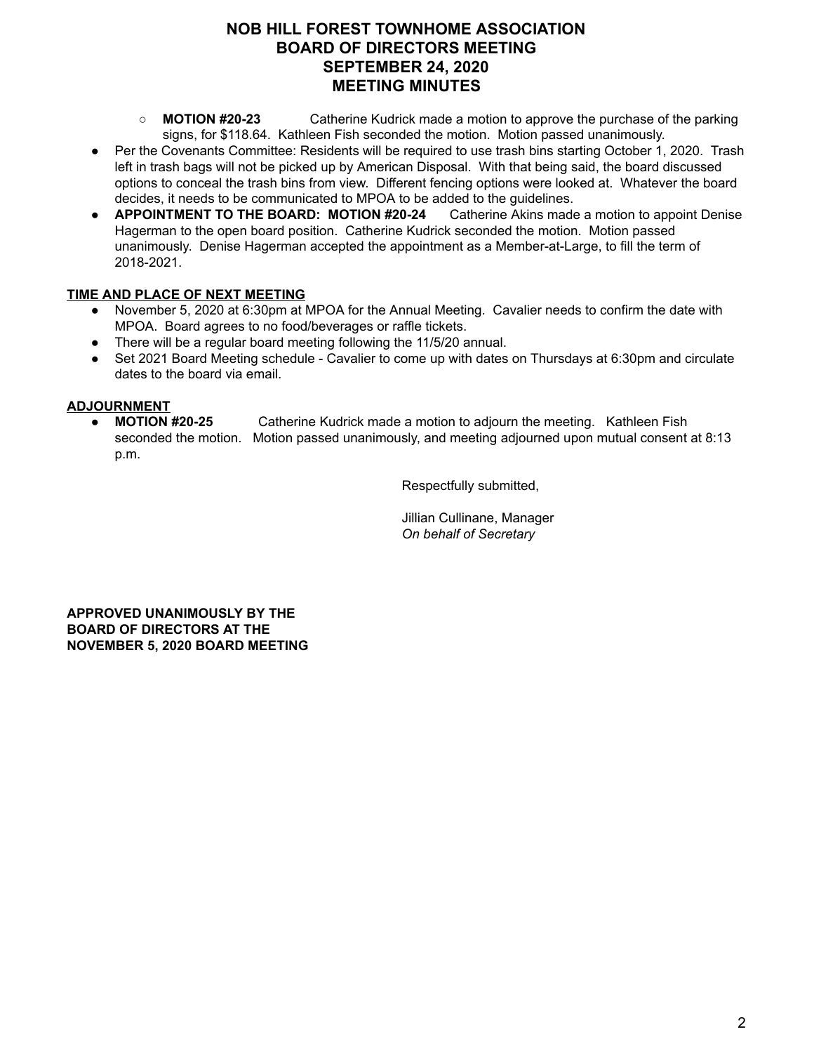# NOB HILL FOREST TOWNHOME ASSOCIATION
# BOARD OF DIRECTORS MEETING
# SEPTEMBER 24, 2020
# MEETING MINUTES

- **MOTION #20-23** Catherine Kudrick made a motion to approve the purchase of the parking signs, for $118.64. Kathleen Fish seconded the motion. Motion passed unanimously.

- Per the Covenants Committee: Residents will be required to use trash bins starting October 1, 2020. Trash left in trash bags will not be picked up by American Disposal. With that being said, the board discussed options to conceal the trash bins from view. Different fencing options were looked at. Whatever the board decides, it needs to be communicated to MPOA to be added to the guidelines.
- **APPOINTMENT TO THE BOARD: MOTION #20-24** Catherine Akins made a motion to appoint Denise Hagerman to the open board position. Catherine Kudrick seconded the motion. Motion passed unanimously. Denise Hagerman accepted the appointment as a Member-at-Large, to fill the term of 2018-2021.

**TIME AND PLACE OF NEXT MEETING**

- November 5, 2020 at 6:30pm at MPOA for the Annual Meeting. Cavalier needs to confirm the date with MPOA. Board agrees to no food/beverages or raffle tickets.
- There will be a regular board meeting following the 11/5/20 annual.
- Set 2021 Board Meeting schedule - Cavalier to come up with dates on Thursdays at 6:30pm and circulate dates to the board via email.

**ADJOURNMENT**

- **MOTION #20-25** Catherine Kudrick made a motion to adjourn the meeting. Kathleen Fish seconded the motion. Motion passed unanimously, and meeting adjourned upon mutual consent at 8:13 p.m.

Respectfully submitted,

Jillian Cullinane, Manager
*On behalf of Secretary*

**APPROVED UNANIMOUSLY BY THE BOARD OF DIRECTORS AT THE NOVEMBER 5, 2020 BOARD MEETING**